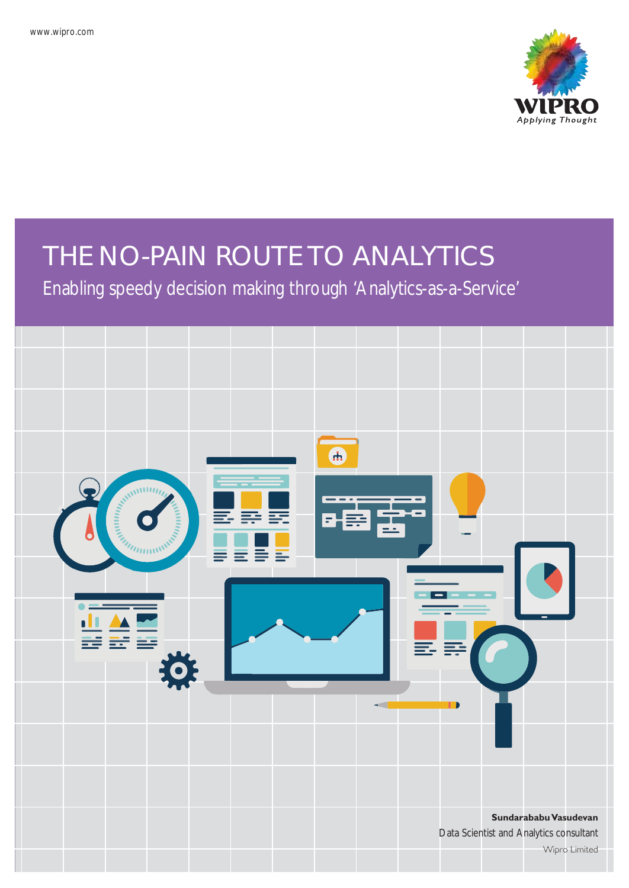www.wipro.com

# THE NO-PAIN ROUTE TO ANALYTICS

## Enabling speedy decision making through 'Analytics-as-a-Service'

**Sundarababu Vasudevan**

Data Scientist and Analytics consultant

Wipro Limited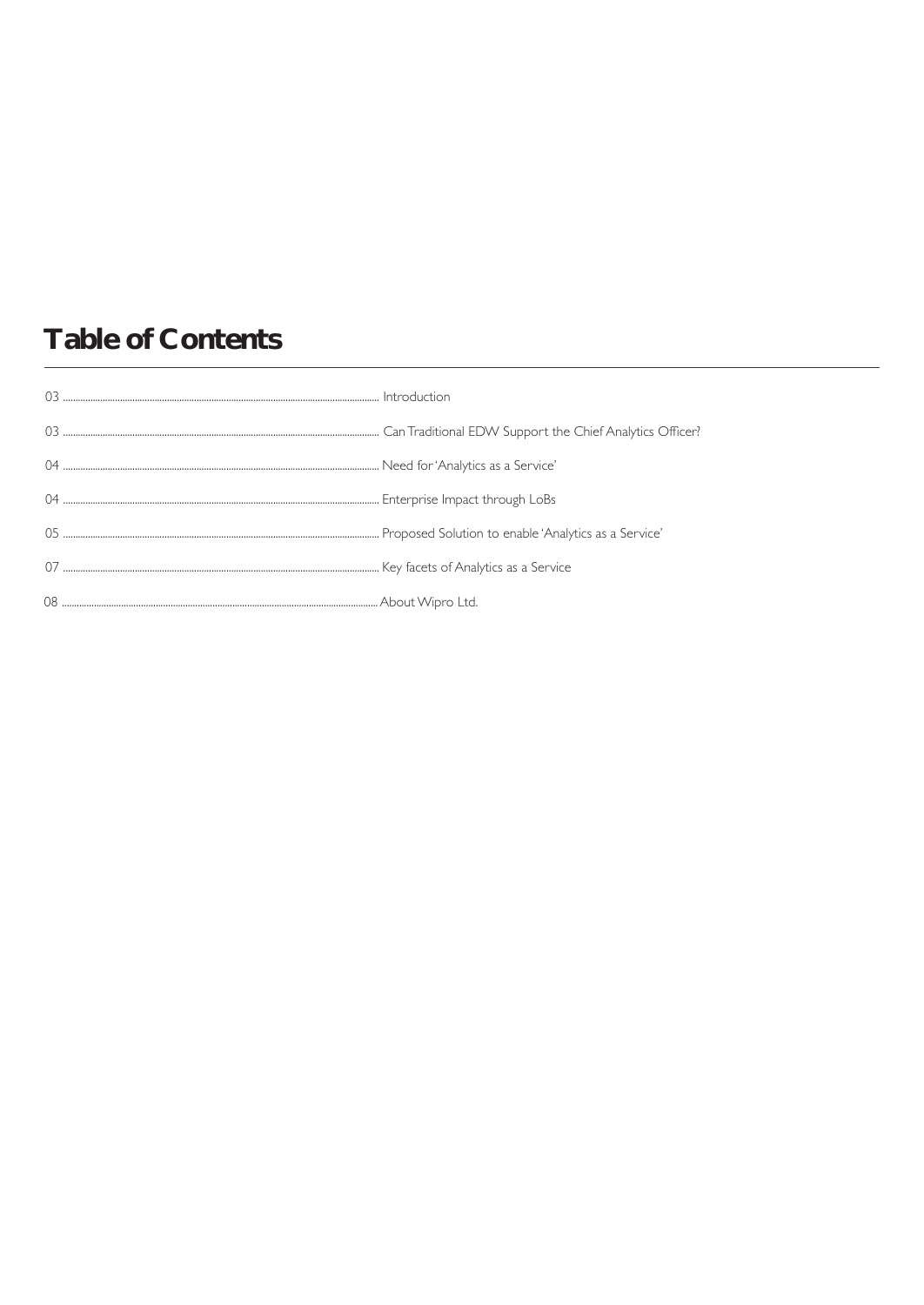# Table of Contents

| Page | Section |
| --- | --- |
| 03 | Introduction |
| 03 | Can Traditional EDW Support the Chief Analytics Officer? |
| 04 | Need for 'Analytics as a Service' |
| 04 | Enterprise Impact through LoBs |
| 05 | Proposed Solution to enable 'Analytics as a Service' |
| 07 | Key facets of Analytics as a Service |
| 08 | About Wipro Ltd. |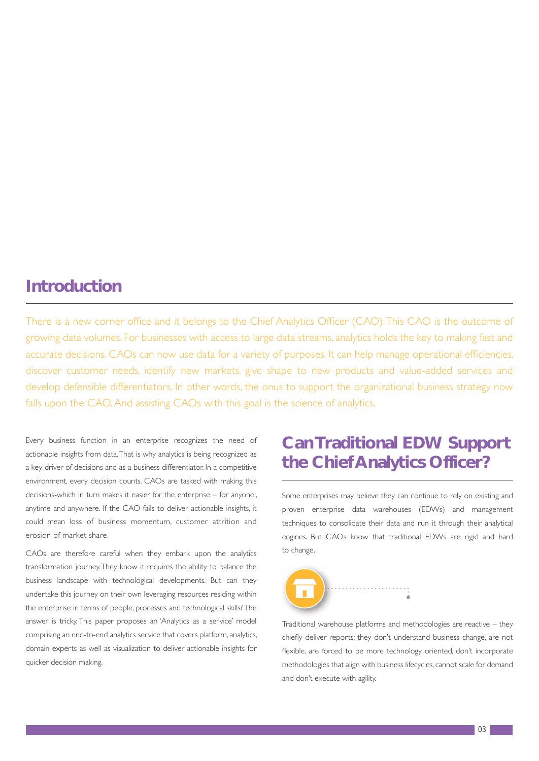## Introduction

There is a new corner office and it belongs to the Chief Analytics Officer (CAO). This CAO is the outcome of growing data volumes. For businesses with access to large data streams, analytics holds the key to making fast and accurate decisions. CAOs can now use data for a variety of purposes. It can help manage operational efficiencies, discover customer needs, identify new markets, give shape to new products and value-added services and develop defensible differentiators. In other words, the onus to support the organizational business strategy now falls upon the CAO. And assisting CAOs with this goal is the science of analytics.

Every business function in an enterprise recognizes the need of actionable insights from data. That is why analytics is being recognized as a key-driver of decisions and as a business differentiator. In a competitive environment, every decision counts. CAOs are tasked with making this decisions-which in turn makes it easier for the enterprise – for anyone,, anytime and anywhere. If the CAO fails to deliver actionable insights, it could mean loss of business momentum, customer attrition and erosion of market share.

CAOs are therefore careful when they embark upon the analytics transformation journey. They know it requires the ability to balance the business landscape with technological developments. But can they undertake this journey on their own leveraging resources residing within the enterprise in terms of people, processes and technological skills? The answer is tricky. This paper proposes an 'Analytics as a service' model comprising an end-to-end analytics service that covers platform, analytics, domain experts as well as visualization to deliver actionable insights for quicker decision making.

## Can Traditional EDW Support the Chief Analytics Officer?

Some enterprises may believe they can continue to rely on existing and proven enterprise data warehouses (EDWs) and management techniques to consolidate their data and run it through their analytical engines. But CAOs know that traditional EDWs are rigid and hard to change.

Traditional warehouse platforms and methodologies are reactive – they chiefly deliver reports; they don't understand business change, are not flexible, are forced to be more technology oriented, don't incorporate methodologies that align with business lifecycles, cannot scale for demand and don't execute with agility.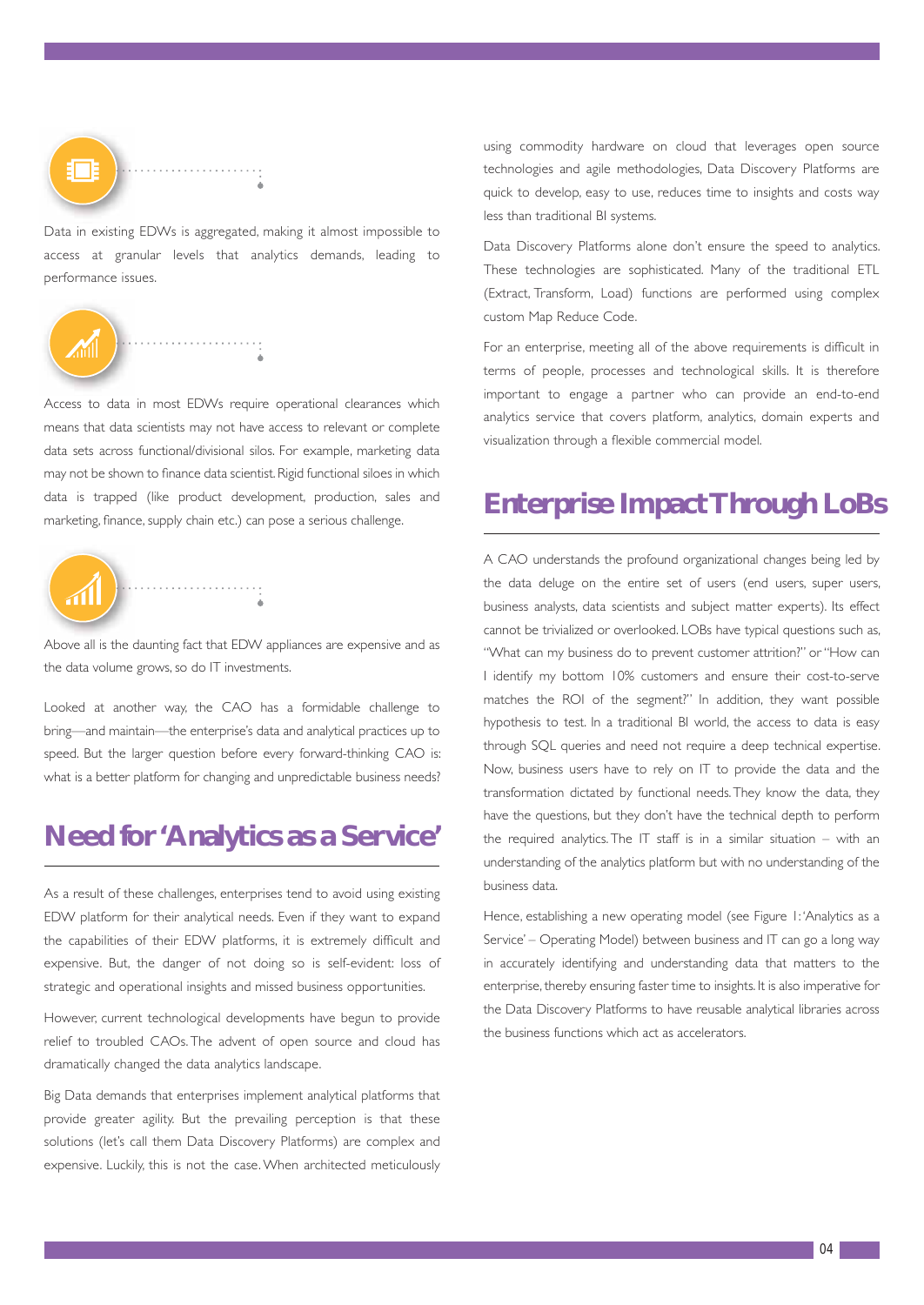Data in existing EDWs is aggregated, making it almost impossible to access at granular levels that analytics demands, leading to performance issues.

Access to data in most EDWs require operational clearances which means that data scientists may not have access to relevant or complete data sets across functional/divisional silos. For example, marketing data may not be shown to finance data scientist. Rigid functional siloes in which data is trapped (like product development, production, sales and marketing, finance, supply chain etc.) can pose a serious challenge.

Above all is the daunting fact that EDW appliances are expensive and as the data volume grows, so do IT investments.

Looked at another way, the CAO has a formidable challenge to bring—and maintain—the enterprise's data and analytical practices up to speed. But the larger question before every forward-thinking CAO is: what is a better platform for changing and unpredictable business needs?

## Need for 'Analytics as a Service'

As a result of these challenges, enterprises tend to avoid using existing EDW platform for their analytical needs. Even if they want to expand the capabilities of their EDW platforms, it is extremely difficult and expensive. But, the danger of not doing so is self-evident: loss of strategic and operational insights and missed business opportunities.

However, current technological developments have begun to provide relief to troubled CAOs. The advent of open source and cloud has dramatically changed the data analytics landscape.

Big Data demands that enterprises implement analytical platforms that provide greater agility. But the prevailing perception is that these solutions (let's call them Data Discovery Platforms) are complex and expensive. Luckily, this is not the case. When architected meticulously using commodity hardware on cloud that leverages open source technologies and agile methodologies, Data Discovery Platforms are quick to develop, easy to use, reduces time to insights and costs way less than traditional BI systems.

Data Discovery Platforms alone don't ensure the speed to analytics. These technologies are sophisticated. Many of the traditional ETL (Extract, Transform, Load) functions are performed using complex custom Map Reduce Code.

For an enterprise, meeting all of the above requirements is difficult in terms of people, processes and technological skills. It is therefore important to engage a partner who can provide an end-to-end analytics service that covers platform, analytics, domain experts and visualization through a flexible commercial model.

## Enterprise Impact Through LoBs

A CAO understands the profound organizational changes being led by the data deluge on the entire set of users (end users, super users, business analysts, data scientists and subject matter experts). Its effect cannot be trivialized or overlooked. LOBs have typical questions such as, "What can my business do to prevent customer attrition?" or "How can I identify my bottom 10% customers and ensure their cost-to-serve matches the ROI of the segment?" In addition, they want possible hypothesis to test. In a traditional BI world, the access to data is easy through SQL queries and need not require a deep technical expertise. Now, business users have to rely on IT to provide the data and the transformation dictated by functional needs. They know the data, they have the questions, but they don't have the technical depth to perform the required analytics. The IT staff is in a similar situation – with an understanding of the analytics platform but with no understanding of the business data.

Hence, establishing a new operating model (see Figure 1: 'Analytics as a Service' – Operating Model) between business and IT can go a long way in accurately identifying and understanding data that matters to the enterprise, thereby ensuring faster time to insights. It is also imperative for the Data Discovery Platforms to have reusable analytical libraries across the business functions which act as accelerators.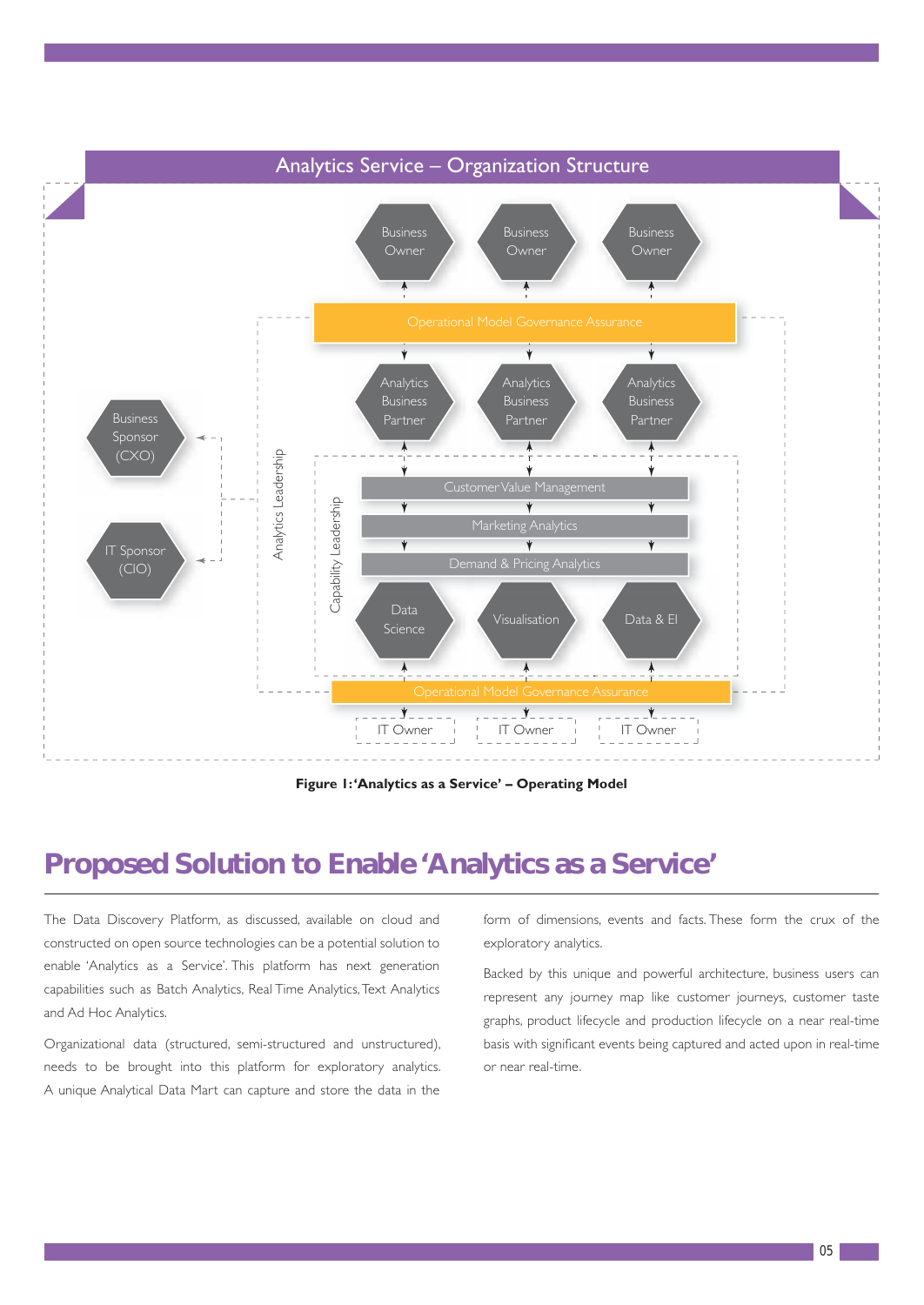## Analytics Service – Organization Structure

Business Owner | Business Owner | Business Owner

Operational Model Governance Assurance

Analytics Business Partner | Analytics Business Partner | Analytics Business Partner

Business Sponsor (CXO)

IT Sponsor (CIO)

Analytics Leadership

Capability Leadership

Customer Value Management

Marketing Analytics

Demand & Pricing Analytics

Data Science | Visualisation | Data & EI

Operational Model Governance Assurance

IT Owner | IT Owner | IT Owner

**Figure 1: 'Analytics as a Service' – Operating Model**

# Proposed Solution to Enable 'Analytics as a Service'

The Data Discovery Platform, as discussed, available on cloud and constructed on open source technologies can be a potential solution to enable 'Analytics as a Service'. This platform has next generation capabilities such as Batch Analytics, Real Time Analytics, Text Analytics and Ad Hoc Analytics.

Organizational data (structured, semi-structured and unstructured), needs to be brought into this platform for exploratory analytics. A unique Analytical Data Mart can capture and store the data in the form of dimensions, events and facts. These form the crux of the exploratory analytics.

Backed by this unique and powerful architecture, business users can represent any journey map like customer journeys, customer taste graphs, product lifecycle and production lifecycle on a near real-time basis with significant events being captured and acted upon in real-time or near real-time.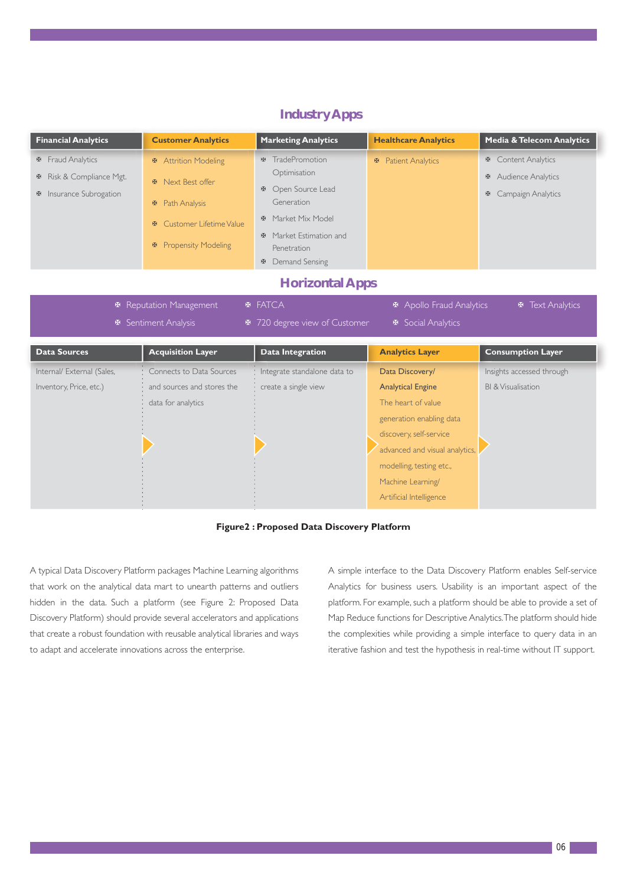## Industry Apps

| Financial Analytics | Customer Analytics | Marketing Analytics | Healthcare Analytics | Media & Telecom Analytics |
|---|---|---|---|---|
| Fraud Analytics<br>Risk & Compliance Mgt.<br>Insurance Subrogation | Attrition Modeling<br>Next Best offer<br>Path Analysis<br>Customer Lifetime Value<br>Propensity Modeling | TradePromotion Optimisation<br>Open Source Lead Generation<br>Market Mix Model<br>Market Estimation and Penetration<br>Demand Sensing | Patient Analytics | Content Analytics<br>Audience Analytics<br>Campaign Analytics |

## Horizontal Apps

- Reputation Management
- Sentiment Analysis
- FATCA
- 720 degree view of Customer
- Apollo Fraud Analytics
- Social Analytics
- Text Analytics

| Data Sources | Acquisition Layer | Data Integration | Analytics Layer | Consumption Layer |
|---|---|---|---|---|
| Internal/ External (Sales, Inventory, Price, etc.) | Connects to Data Sources and sources and stores the data for analytics | Integrate standalone data to create a single view | Data Discovery/ Analytical Engine<br>The heart of value generation enabling data discovery, self-service advanced and visual analytics, modelling, testing etc., Machine Learning/ Artificial Intelligence | Insights accessed through BI & Visualisation |

**Figure2 : Proposed Data Discovery Platform**

A typical Data Discovery Platform packages Machine Learning algorithms that work on the analytical data mart to unearth patterns and outliers hidden in the data. Such a platform (see Figure 2: Proposed Data Discovery Platform) should provide several accelerators and applications that create a robust foundation with reusable analytical libraries and ways to adapt and accelerate innovations across the enterprise.

A simple interface to the Data Discovery Platform enables Self-service Analytics for business users. Usability is an important aspect of the platform. For example, such a platform should be able to provide a set of Map Reduce functions for Descriptive Analytics. The platform should hide the complexities while providing a simple interface to query data in an iterative fashion and test the hypothesis in real-time without IT support.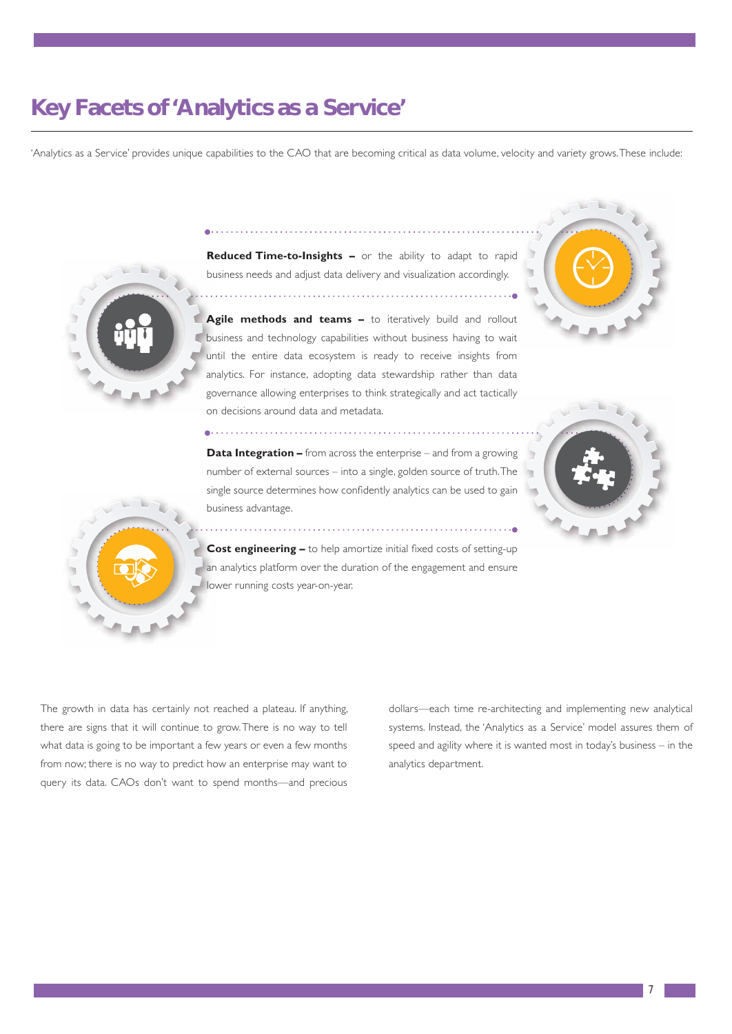# Key Facets of 'Analytics as a Service'

'Analytics as a Service' provides unique capabilities to the CAO that are becoming critical as data volume, velocity and variety grows. These include:

**Reduced Time-to-Insights –** or the ability to adapt to rapid business needs and adjust data delivery and visualization accordingly.

**Agile methods and teams –** to iteratively build and rollout business and technology capabilities without business having to wait until the entire data ecosystem is ready to receive insights from analytics. For instance, adopting data stewardship rather than data governance allowing enterprises to think strategically and act tactically on decisions around data and metadata.

**Data Integration –** from across the enterprise – and from a growing number of external sources – into a single, golden source of truth. The single source determines how confidently analytics can be used to gain business advantage.

**Cost engineering –** to help amortize initial fixed costs of setting-up an analytics platform over the duration of the engagement and ensure lower running costs year-on-year.

The growth in data has certainly not reached a plateau. If anything, there are signs that it will continue to grow. There is no way to tell what data is going to be important a few years or even a few months from now; there is no way to predict how an enterprise may want to query its data. CAOs don't want to spend months—and precious dollars—each time re-architecting and implementing new analytical systems. Instead, the 'Analytics as a Service' model assures them of speed and agility where it is wanted most in today's business – in the analytics department.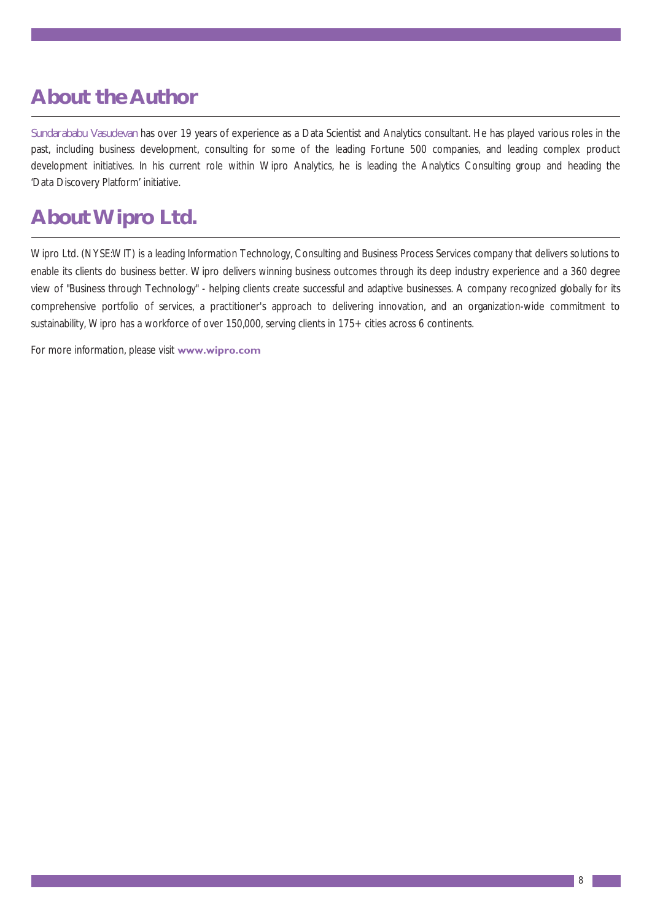## About the Author

Sundarababu Vasudevan has over 19 years of experience as a Data Scientist and Analytics consultant. He has played various roles in the past, including business development, consulting for some of the leading Fortune 500 companies, and leading complex product development initiatives. In his current role within Wipro Analytics, he is leading the Analytics Consulting group and heading the 'Data Discovery Platform' initiative.

## About Wipro Ltd.

Wipro Ltd. (NYSE:WIT) is a leading Information Technology, Consulting and Business Process Services company that delivers solutions to enable its clients do business better. Wipro delivers winning business outcomes through its deep industry experience and a 360 degree view of "Business through Technology" - helping clients create successful and adaptive businesses. A company recognized globally for its comprehensive portfolio of services, a practitioner's approach to delivering innovation, and an organization-wide commitment to sustainability, Wipro has a workforce of over 150,000, serving clients in 175+ cities across 6 continents.

For more information, please visit **www.wipro.com**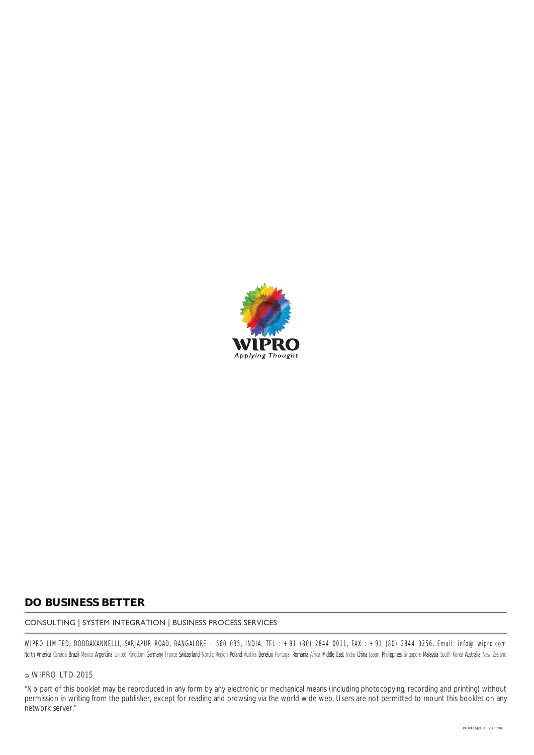WIPRO
Applying Thought

**DO BUSINESS BETTER**

CONSULTING | SYSTEM INTEGRATION | BUSINESS PROCESS SERVICES

WIPRO LIMITED, DODDAKANNELLI, SARJAPUR ROAD, BANGALORE - 560 035, INDIA. TEL : +91 (80) 2844 0011, FAX : +91 (80) 2844 0256, Email: info@wipro.com

North America Canada Brazil Mexico Argentina United Kingdom Germany France Switzerland Nordic Region Poland Austria Benelux Portugal Romania Africa Middle East India China Japan Philippines Singapore Malaysia South Korea Australia New Zealand

© WIPRO LTD 2015

"No part of this booklet may be reproduced in any form by any electronic or mechanical means (including photocopying, recording and printing) without permission in writing from the publisher, except for reading and browsing via the world wide web. Users are not permitted to mount this booklet on any network server."

IND/BRD/JUL 2015-SEP 2016